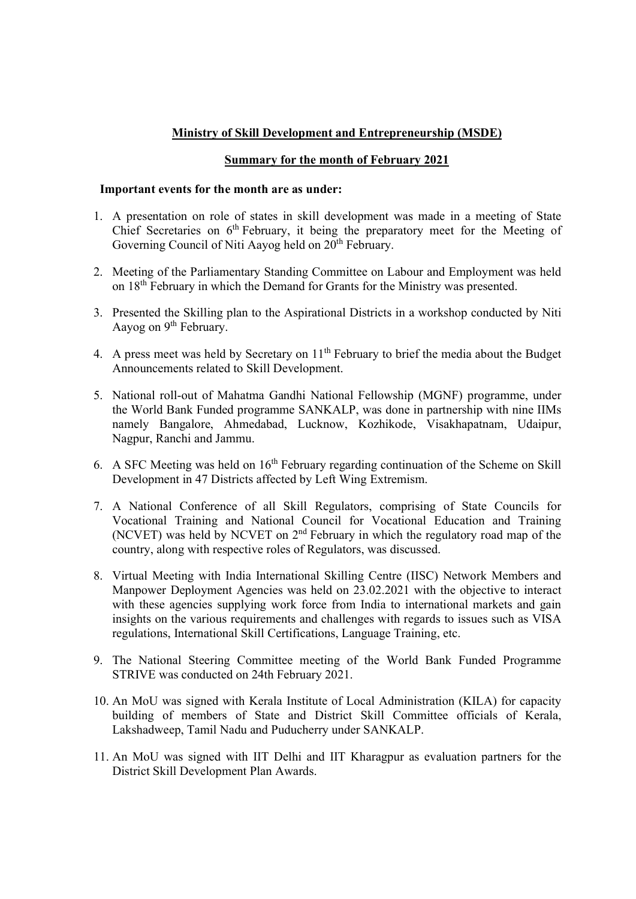**Ministry of Skill Development and Entrepreneurship (MSDE)**

**Summary for the month of February 2021**

**Important events for the month are as under:**

1. A presentation on role of states in skill development was made in a meeting of State Chief Secretaries on 6th February, it being the preparatory meet for the Meeting of Governing Council of Niti Aayog held on 20th February.

2. Meeting of the Parliamentary Standing Committee on Labour and Employment was held on 18th February in which the Demand for Grants for the Ministry was presented.

3. Presented the Skilling plan to the Aspirational Districts in a workshop conducted by Niti Aayog on 9th February.

4. A press meet was held by Secretary on 11th February to brief the media about the Budget Announcements related to Skill Development.

5. National roll-out of Mahatma Gandhi National Fellowship (MGNF) programme, under the World Bank Funded programme SANKALP, was done in partnership with nine IIMs namely Bangalore, Ahmedabad, Lucknow, Kozhikode, Visakhapatnam, Udaipur, Nagpur, Ranchi and Jammu.

6. A SFC Meeting was held on 16th February regarding continuation of the Scheme on Skill Development in 47 Districts affected by Left Wing Extremism.

7. A National Conference of all Skill Regulators, comprising of State Councils for Vocational Training and National Council for Vocational Education and Training (NCVET) was held by NCVET on 2nd February in which the regulatory road map of the country, along with respective roles of Regulators, was discussed.

8. Virtual Meeting with India International Skilling Centre (IISC) Network Members and Manpower Deployment Agencies was held on 23.02.2021 with the objective to interact with these agencies supplying work force from India to international markets and gain insights on the various requirements and challenges with regards to issues such as VISA regulations, International Skill Certifications, Language Training, etc.

9. The National Steering Committee meeting of the World Bank Funded Programme STRIVE was conducted on 24th February 2021.

10. An MoU was signed with Kerala Institute of Local Administration (KILA) for capacity building of members of State and District Skill Committee officials of Kerala, Lakshadweep, Tamil Nadu and Puducherry under SANKALP.

11. An MoU was signed with IIT Delhi and IIT Kharagpur as evaluation partners for the District Skill Development Plan Awards.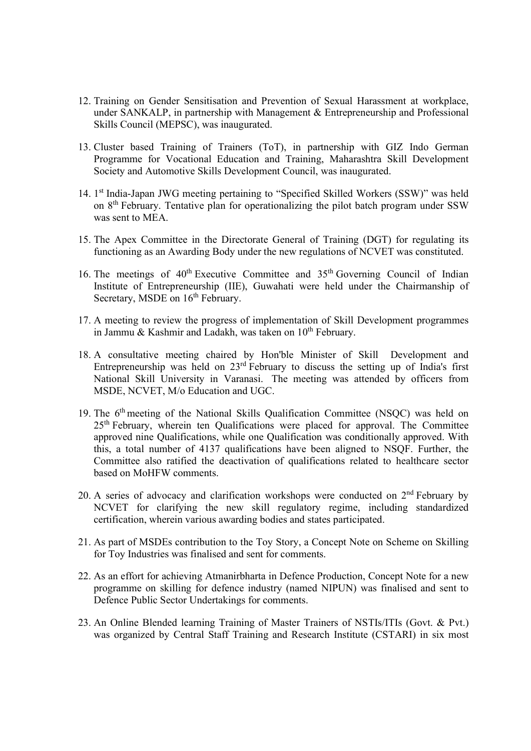12. Training on Gender Sensitisation and Prevention of Sexual Harassment at workplace, under SANKALP, in partnership with Management & Entrepreneurship and Professional Skills Council (MEPSC), was inaugurated.

13. Cluster based Training of Trainers (ToT), in partnership with GIZ Indo German Programme for Vocational Education and Training, Maharashtra Skill Development Society and Automotive Skills Development Council, was inaugurated.

14. 1st India-Japan JWG meeting pertaining to "Specified Skilled Workers (SSW)" was held on 8th February. Tentative plan for operationalizing the pilot batch program under SSW was sent to MEA.

15. The Apex Committee in the Directorate General of Training (DGT) for regulating its functioning as an Awarding Body under the new regulations of NCVET was constituted.

16. The meetings of 40th Executive Committee and 35th Governing Council of Indian Institute of Entrepreneurship (IIE), Guwahati were held under the Chairmanship of Secretary, MSDE on 16th February.

17. A meeting to review the progress of implementation of Skill Development programmes in Jammu & Kashmir and Ladakh, was taken on 10th February.

18. A consultative meeting chaired by Hon'ble Minister of Skill Development and Entrepreneurship was held on 23rd February to discuss the setting up of India's first National Skill University in Varanasi. The meeting was attended by officers from MSDE, NCVET, M/o Education and UGC.

19. The 6th meeting of the National Skills Qualification Committee (NSQC) was held on 25th February, wherein ten Qualifications were placed for approval. The Committee approved nine Qualifications, while one Qualification was conditionally approved. With this, a total number of 4137 qualifications have been aligned to NSQF. Further, the Committee also ratified the deactivation of qualifications related to healthcare sector based on MoHFW comments.

20. A series of advocacy and clarification workshops were conducted on 2nd February by NCVET for clarifying the new skill regulatory regime, including standardized certification, wherein various awarding bodies and states participated.

21. As part of MSDEs contribution to the Toy Story, a Concept Note on Scheme on Skilling for Toy Industries was finalised and sent for comments.

22. As an effort for achieving Atmanirbharta in Defence Production, Concept Note for a new programme on skilling for defence industry (named NIPUN) was finalised and sent to Defence Public Sector Undertakings for comments.

23. An Online Blended learning Training of Master Trainers of NSTIs/ITIs (Govt. & Pvt.) was organized by Central Staff Training and Research Institute (CSTARI) in six most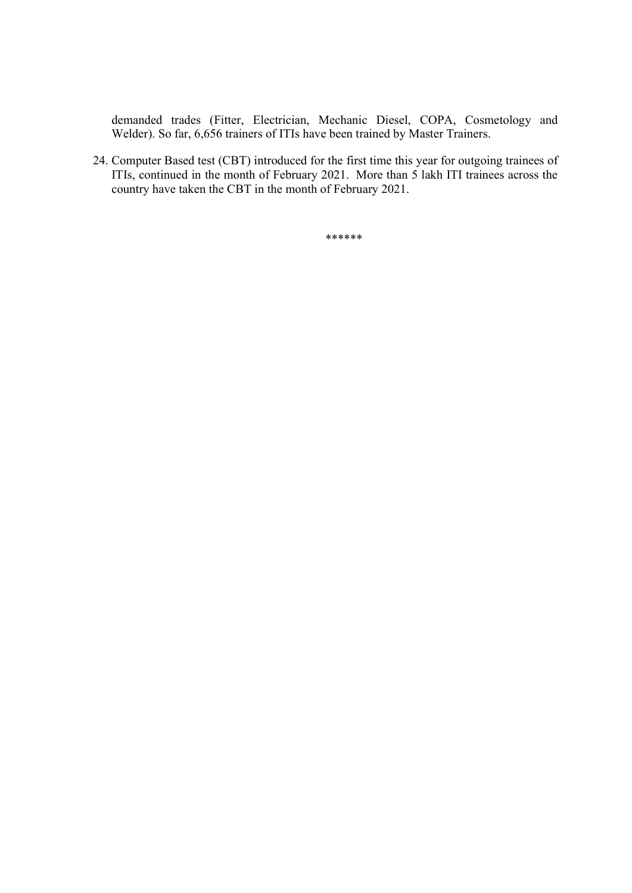demanded trades (Fitter, Electrician, Mechanic Diesel, COPA, Cosmetology and Welder). So far, 6,656 trainers of ITIs have been trained by Master Trainers.

24. Computer Based test (CBT) introduced for the first time this year for outgoing trainees of ITIs, continued in the month of February 2021. More than 5 lakh ITI trainees across the country have taken the CBT in the month of February 2021.

******